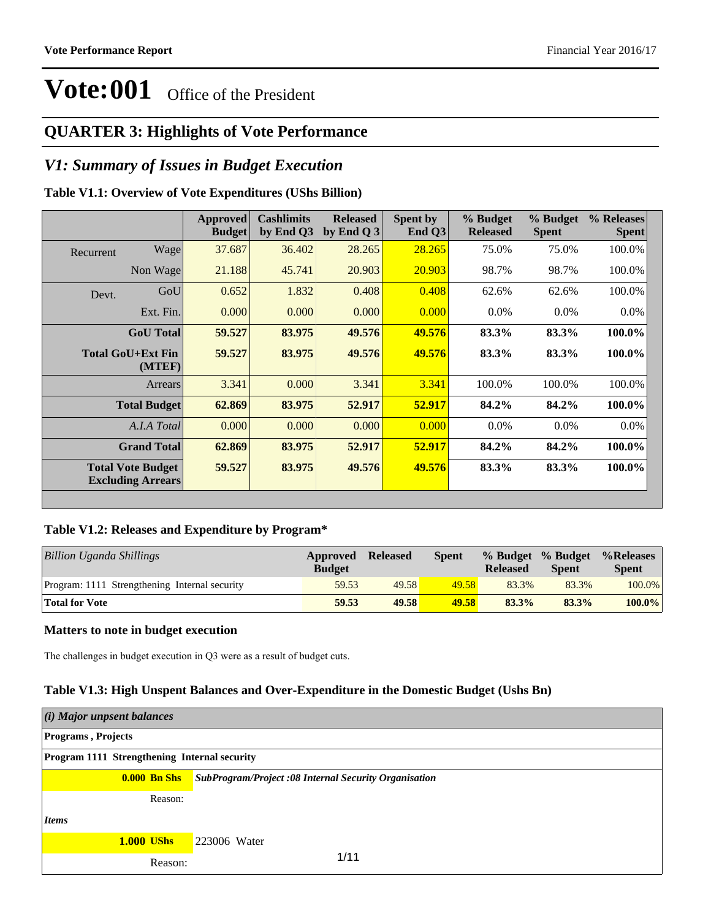# Vote:001 Office of the President

## QUARTER 3: Highlights of Vote Performance

### V1: Summary of Issues in Budget Execution

**Table V1.1: Overview of Vote Expenditures (UShs Billion)**

| | | Approved Budget | Cashlimits by End Q3 | Released by End Q 3 | Spent by End Q3 | % Budget Released | % Budget Spent | % Releases Spent |
|---|---|---|---|---|---|---|---|---|
| Recurrent | Wage | 37.687 | 36.402 | 28.265 | 28.265 | 75.0% | 75.0% | 100.0% |
| | Non Wage | 21.188 | 45.741 | 20.903 | 20.903 | 98.7% | 98.7% | 100.0% |
| Devt. | GoU | 0.652 | 1.832 | 0.408 | 0.408 | 62.6% | 62.6% | 100.0% |
| | Ext. Fin. | 0.000 | 0.000 | 0.000 | 0.000 | 0.0% | 0.0% | 0.0% |
| | **GoU Total** | **59.527** | **83.975** | **49.576** | **49.576** | **83.3%** | **83.3%** | **100.0%** |
| | **Total GoU+Ext Fin (MTEF)** | **59.527** | **83.975** | **49.576** | **49.576** | **83.3%** | **83.3%** | **100.0%** |
| | Arrears | 3.341 | 0.000 | 3.341 | 3.341 | 100.0% | 100.0% | 100.0% |
| | **Total Budget** | **62.869** | **83.975** | **52.917** | **52.917** | **84.2%** | **84.2%** | **100.0%** |
| | *A.I.A Total* | 0.000 | 0.000 | 0.000 | 0.000 | 0.0% | 0.0% | 0.0% |
| | **Grand Total** | **62.869** | **83.975** | **52.917** | **52.917** | **84.2%** | **84.2%** | **100.0%** |
| | **Total Vote Budget Excluding Arrears** | **59.527** | **83.975** | **49.576** | **49.576** | **83.3%** | **83.3%** | **100.0%** |

**Table V1.2: Releases and Expenditure by Program***

| *Billion Uganda Shillings* | Approved Budget | Released | Spent | % Budget Released | % Budget Spent | %Releases Spent |
|---|---|---|---|---|---|---|
| Program: 1111 Strengthening Internal security | 59.53 | 49.58 | 49.58 | 83.3% | 83.3% | 100.0% |
| **Total for Vote** | **59.53** | **49.58** | **49.58** | **83.3%** | **83.3%** | **100.0%** |

**Matters to note in budget execution**

The challenges in budget execution in Q3 were as a result of budget cuts.

**Table V1.3: High Unspent Balances and Over-Expenditure in the Domestic Budget (Ushs Bn)**

| *(i) Major unpsent balances* | |
|---|---|
| **Programs , Projects** | |
| **Program 1111 Strengthening Internal security** | |
| **0.000 Bn Shs** | ***SubProgram/Project :08 Internal Security Organisation*** |
| Reason: | |
| ***Items*** | |
| **1.000 UShs** | 223006 Water |
| Reason: | |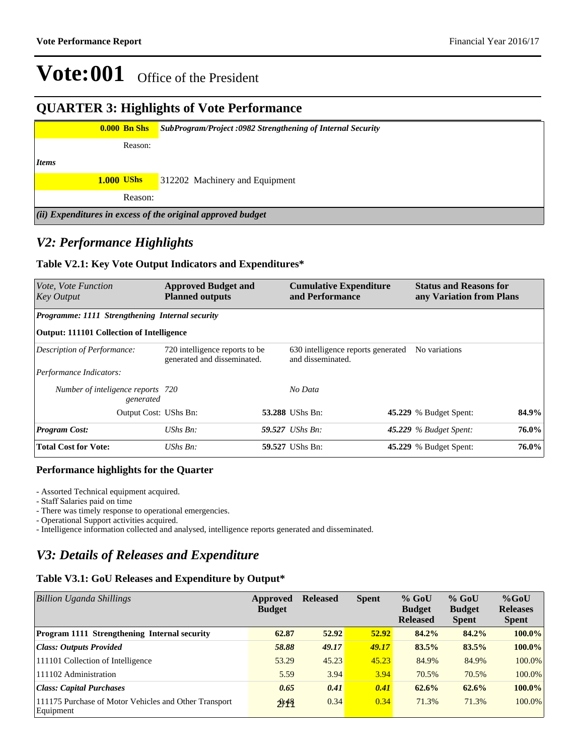# Vote:001 Office of the President

## QUARTER 3: Highlights of Vote Performance

| | |
|---|---|
| **0.000 Bn Shs** | ***SubProgram/Project :0982 Strengthening of Internal Security*** |
| Reason: | |
| ***Items*** | |
| **1.000 UShs** | 312202 Machinery and Equipment |
| Reason: | |
| ***(ii) Expenditures in excess of the original approved budget*** | |

## *V2: Performance Highlights*

### Table V2.1: Key Vote Output Indicators and Expenditures*

| *Vote, Vote Function Key Output* | **Approved Budget and Planned outputs** | | **Cumulative Expenditure and Performance** | | **Status and Reasons for any Variation from Plans** | |
|---|---|---|---|---|---|---|
| ***Programme: 1111 Strengthening Internal security*** | | | | | | |
| **Output: 111101 Collection of Intelligence** | | | | | | |
| *Description of Performance:* | 720 intelligence reports to be generated and disseminated. | | 630 intelligence reports generated and disseminated. | | No variations | |
| *Performance Indicators:* | | | | | | |
| *Number of inteligence reports generated* | 720 | | *No Data* | | | |
| Output Cost: | UShs Bn: | **53.288** | UShs Bn: | **45.229** | % Budget Spent: | **84.9%** |
| ***Program Cost:*** | *UShs Bn:* | ***59.527*** | *UShs Bn:* | ***45.229*** | *% Budget Spent:* | ***76.0%*** |
| **Total Cost for Vote:** | *UShs Bn:* | **59.527** | UShs Bn: | **45.229** | % Budget Spent: | **76.0%** |

### Performance highlights for the Quarter

- Assorted Technical equipment acquired.
- Staff Salaries paid on time
- There was timely response to operational emergencies.
- Operational Support activities acquired.
- Intelligence information collected and analysed, intelligence reports generated and disseminated.

## *V3: Details of Releases and Expenditure*

### Table V3.1: GoU Releases and Expenditure by Output*

| *Billion Uganda Shillings* | **Approved Budget** | **Released** | **Spent** | **% GoU Budget Released** | **% GoU Budget Spent** | **%GoU Releases Spent** |
|---|---|---|---|---|---|---|
| **Program 1111 Strengthening Internal security** | **62.87** | **52.92** | **52.92** | **84.2%** | **84.2%** | **100.0%** |
| ***Class: Outputs Provided*** | ***58.88*** | ***49.17*** | ***49.17*** | **83.5%** | **83.5%** | **100.0%** |
| 111101 Collection of Intelligence | 53.29 | 45.23 | 45.23 | 84.9% | 84.9% | 100.0% |
| 111102 Administration | 5.59 | 3.94 | 3.94 | 70.5% | 70.5% | 100.0% |
| ***Class: Capital Purchases*** | ***0.65*** | ***0.41*** | ***0.41*** | **62.6%** | **62.6%** | **100.0%** |
| 111175 Purchase of Motor Vehicles and Other Transport Equipment | 0.48 | 0.34 | 0.34 | 71.3% | 71.3% | 100.0% |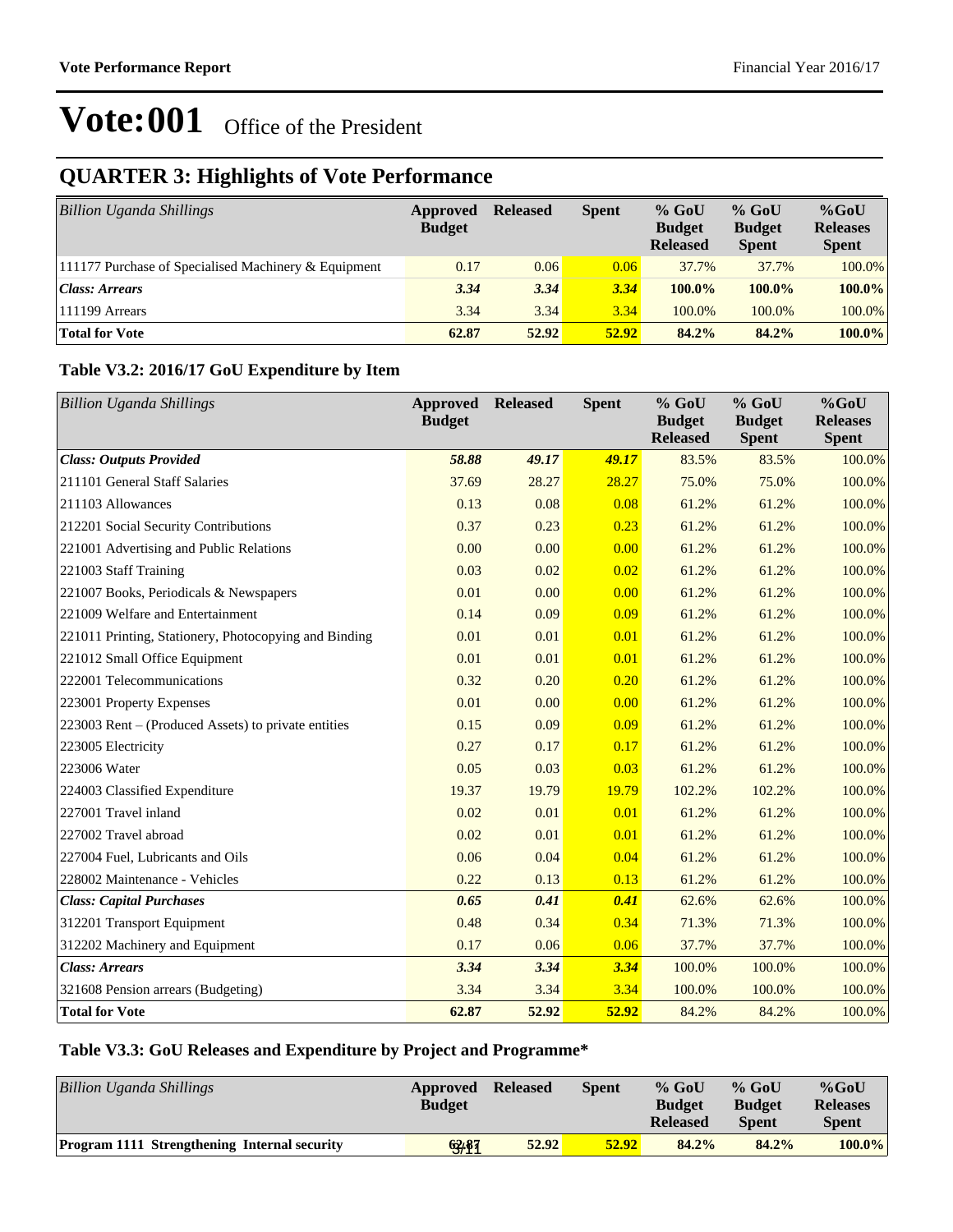# Vote:001 Office of the President

## QUARTER 3: Highlights of Vote Performance

| *Billion Uganda Shillings* | Approved Budget | Released | Spent | % GoU Budget Released | % GoU Budget Spent | %GoU Releases Spent |
|---|---|---|---|---|---|---|
| 111177 Purchase of Specialised Machinery & Equipment | 0.17 | 0.06 | 0.06 | 37.7% | 37.7% | 100.0% |
| ***Class: Arrears*** | ***3.34*** | ***3.34*** | ***3.34*** | **100.0%** | **100.0%** | **100.0%** |
| 111199 Arrears | 3.34 | 3.34 | 3.34 | 100.0% | 100.0% | 100.0% |
| **Total for Vote** | **62.87** | **52.92** | **52.92** | **84.2%** | **84.2%** | **100.0%** |

### Table V3.2: 2016/17 GoU Expenditure by Item

| *Billion Uganda Shillings* | Approved Budget | Released | Spent | % GoU Budget Released | % GoU Budget Spent | %GoU Releases Spent |
|---|---|---|---|---|---|---|
| ***Class: Outputs Provided*** | ***58.88*** | ***49.17*** | ***49.17*** | 83.5% | 83.5% | 100.0% |
| 211101 General Staff Salaries | 37.69 | 28.27 | 28.27 | 75.0% | 75.0% | 100.0% |
| 211103 Allowances | 0.13 | 0.08 | 0.08 | 61.2% | 61.2% | 100.0% |
| 212201 Social Security Contributions | 0.37 | 0.23 | 0.23 | 61.2% | 61.2% | 100.0% |
| 221001 Advertising and Public Relations | 0.00 | 0.00 | 0.00 | 61.2% | 61.2% | 100.0% |
| 221003 Staff Training | 0.03 | 0.02 | 0.02 | 61.2% | 61.2% | 100.0% |
| 221007 Books, Periodicals & Newspapers | 0.01 | 0.00 | 0.00 | 61.2% | 61.2% | 100.0% |
| 221009 Welfare and Entertainment | 0.14 | 0.09 | 0.09 | 61.2% | 61.2% | 100.0% |
| 221011 Printing, Stationery, Photocopying and Binding | 0.01 | 0.01 | 0.01 | 61.2% | 61.2% | 100.0% |
| 221012 Small Office Equipment | 0.01 | 0.01 | 0.01 | 61.2% | 61.2% | 100.0% |
| 222001 Telecommunications | 0.32 | 0.20 | 0.20 | 61.2% | 61.2% | 100.0% |
| 223001 Property Expenses | 0.01 | 0.00 | 0.00 | 61.2% | 61.2% | 100.0% |
| 223003 Rent – (Produced Assets) to private entities | 0.15 | 0.09 | 0.09 | 61.2% | 61.2% | 100.0% |
| 223005 Electricity | 0.27 | 0.17 | 0.17 | 61.2% | 61.2% | 100.0% |
| 223006 Water | 0.05 | 0.03 | 0.03 | 61.2% | 61.2% | 100.0% |
| 224003 Classified Expenditure | 19.37 | 19.79 | 19.79 | 102.2% | 102.2% | 100.0% |
| 227001 Travel inland | 0.02 | 0.01 | 0.01 | 61.2% | 61.2% | 100.0% |
| 227002 Travel abroad | 0.02 | 0.01 | 0.01 | 61.2% | 61.2% | 100.0% |
| 227004 Fuel, Lubricants and Oils | 0.06 | 0.04 | 0.04 | 61.2% | 61.2% | 100.0% |
| 228002 Maintenance - Vehicles | 0.22 | 0.13 | 0.13 | 61.2% | 61.2% | 100.0% |
| ***Class: Capital Purchases*** | ***0.65*** | ***0.41*** | ***0.41*** | 62.6% | 62.6% | 100.0% |
| 312201 Transport Equipment | 0.48 | 0.34 | 0.34 | 71.3% | 71.3% | 100.0% |
| 312202 Machinery and Equipment | 0.17 | 0.06 | 0.06 | 37.7% | 37.7% | 100.0% |
| ***Class: Arrears*** | ***3.34*** | ***3.34*** | ***3.34*** | 100.0% | 100.0% | 100.0% |
| 321608 Pension arrears (Budgeting) | 3.34 | 3.34 | 3.34 | 100.0% | 100.0% | 100.0% |
| **Total for Vote** | **62.87** | **52.92** | **52.92** | 84.2% | 84.2% | 100.0% |

### Table V3.3: GoU Releases and Expenditure by Project and Programme*

| *Billion Uganda Shillings* | Approved Budget | Released | Spent | % GoU Budget Released | % GoU Budget Spent | %GoU Releases Spent |
|---|---|---|---|---|---|---|
| **Program 1111 Strengthening Internal security** | **62.87** | **52.92** | **52.92** | **84.2%** | **84.2%** | **100.0%** |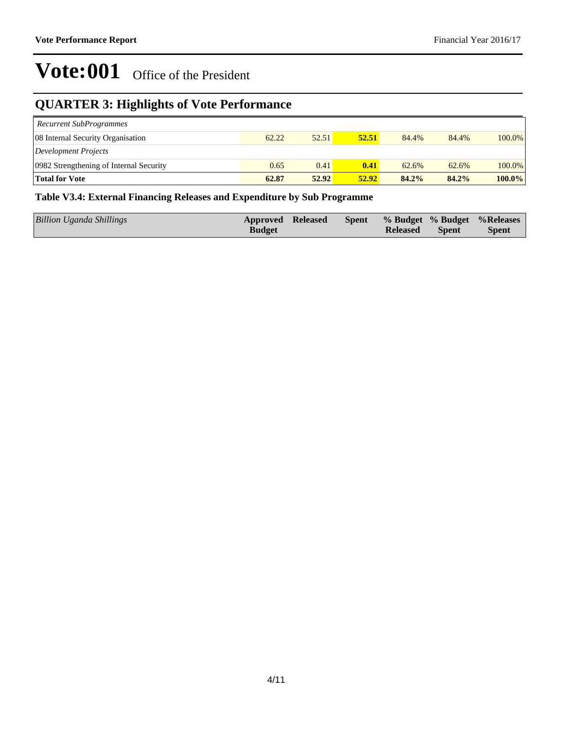# Vote:001 Office of the President

## QUARTER 3: Highlights of Vote Performance

| | | | | | | |
|---|---|---|---|---|---|---|
| *Recurrent SubProgrammes* | | | | | | |
| 08 Internal Security Organisation | 62.22 | 52.51 | **52.51** | 84.4% | 84.4% | 100.0% |
| *Development Projects* | | | | | | |
| 0982 Strengthening of Internal Security | 0.65 | 0.41 | **0.41** | 62.6% | 62.6% | 100.0% |
| **Total for Vote** | **62.87** | **52.92** | **52.92** | **84.2%** | **84.2%** | **100.0%** |

### Table V3.4: External Financing Releases and Expenditure by Sub Programme

| *Billion Uganda Shillings* | Approved Budget | Released | Spent | % Budget Released | % Budget Spent | %Releases Spent |
|---|---|---|---|---|---|---|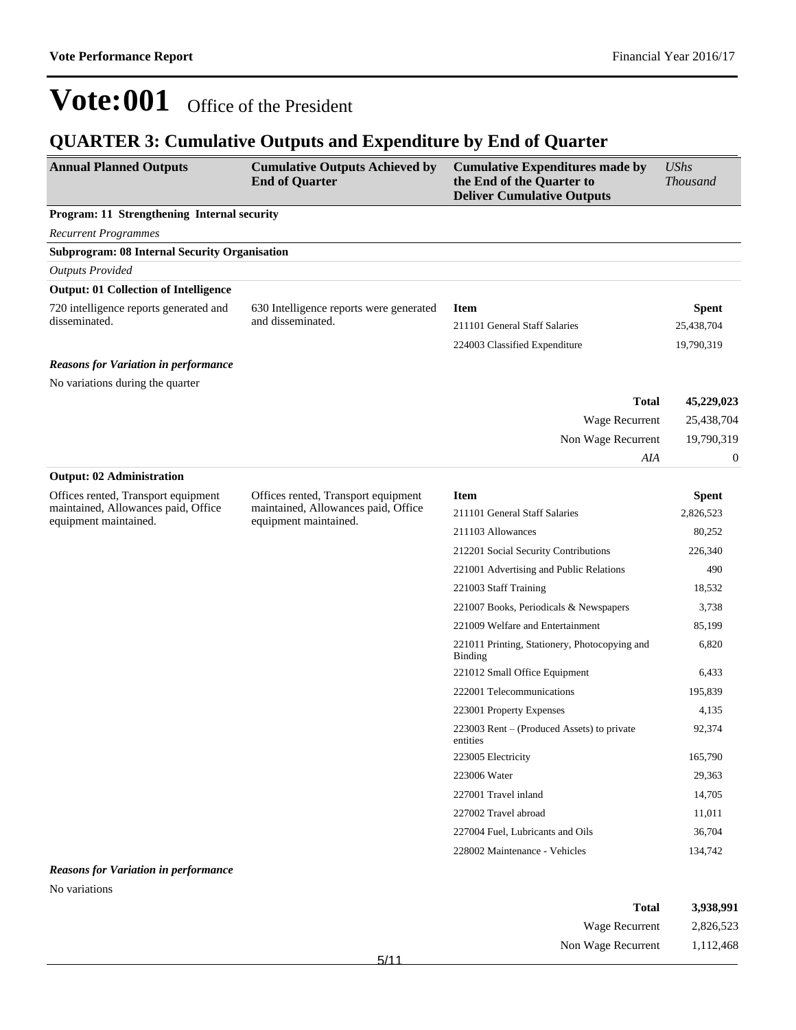# Vote:001 Office of the President

## QUARTER 3: Cumulative Outputs and Expenditure by End of Quarter

| Annual Planned Outputs | Cumulative Outputs Achieved by End of Quarter | Cumulative Expenditures made by the End of the Quarter to Deliver Cumulative Outputs | *UShs Thousand* |
|---|---|---|---|

**Program: 11 Strengthening Internal security**

*Recurrent Programmes*

**Subprogram: 08 Internal Security Organisation**

*Outputs Provided*

**Output: 01 Collection of Intelligence**

| Annual Planned Outputs | Cumulative Outputs Achieved by End of Quarter | Item | Spent |
|---|---|---|---|
| 720 intelligence reports generated and disseminated. | 630 Intelligence reports were generated and disseminated. | 211101 General Staff Salaries | 25,438,704 |
| | | 224003 Classified Expenditure | 19,790,319 |

***Reasons for Variation in performance***

No variations during the quarter

| | |
|---|---|
| **Total** | **45,229,023** |
| Wage Recurrent | 25,438,704 |
| Non Wage Recurrent | 19,790,319 |
| *AIA* | 0 |

**Output: 02 Administration**

| Annual Planned Outputs | Cumulative Outputs Achieved by End of Quarter | Item | Spent |
|---|---|---|---|
| Offices rented, Transport equipment maintained, Allowances paid, Office equipment maintained. | Offices rented, Transport equipment maintained, Allowances paid, Office equipment maintained. | 211101 General Staff Salaries | 2,826,523 |
| | | 211103 Allowances | 80,252 |
| | | 212201 Social Security Contributions | 226,340 |
| | | 221001 Advertising and Public Relations | 490 |
| | | 221003 Staff Training | 18,532 |
| | | 221007 Books, Periodicals & Newspapers | 3,738 |
| | | 221009 Welfare and Entertainment | 85,199 |
| | | 221011 Printing, Stationery, Photocopying and Binding | 6,820 |
| | | 221012 Small Office Equipment | 6,433 |
| | | 222001 Telecommunications | 195,839 |
| | | 223001 Property Expenses | 4,135 |
| | | 223003 Rent – (Produced Assets) to private entities | 92,374 |
| | | 223005 Electricity | 165,790 |
| | | 223006 Water | 29,363 |
| | | 227001 Travel inland | 14,705 |
| | | 227002 Travel abroad | 11,011 |
| | | 227004 Fuel, Lubricants and Oils | 36,704 |
| | | 228002 Maintenance - Vehicles | 134,742 |

***Reasons for Variation in performance***

No variations

| | |
|---|---|
| **Total** | **3,938,991** |
| Wage Recurrent | 2,826,523 |
| Non Wage Recurrent | 1,112,468 |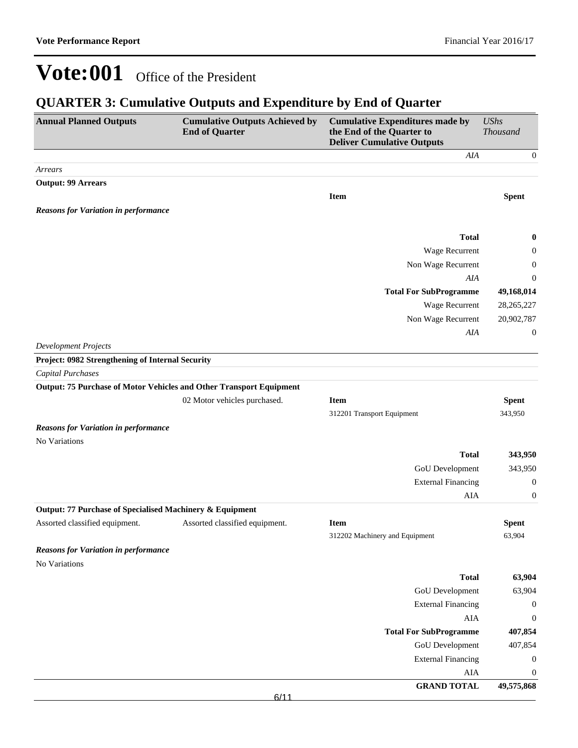# Vote:001 Office of the President

## QUARTER 3: Cumulative Outputs and Expenditure by End of Quarter

| Annual Planned Outputs | Cumulative Outputs Achieved by End of Quarter | Cumulative Expenditures made by the End of the Quarter to Deliver Cumulative Outputs | *UShs Thousand* |
|---|---|---|---|
| | | *AIA* | 0 |
| *Arrears* | | | |
| **Output: 99 Arrears** | | | |
| | | **Item** | **Spent** |
| ***Reasons for Variation in performance*** | | | |
| | | **Total** | **0** |
| | | Wage Recurrent | 0 |
| | | Non Wage Recurrent | 0 |
| | | *AIA* | 0 |
| | | **Total For SubProgramme** | **49,168,014** |
| | | Wage Recurrent | 28,265,227 |
| | | Non Wage Recurrent | 20,902,787 |
| | | *AIA* | 0 |
| *Development Projects* | | | |
| **Project: 0982 Strengthening of Internal Security** | | | |
| *Capital Purchases* | | | |
| **Output: 75 Purchase of Motor Vehicles and Other Transport Equipment** | | | |
| | 02 Motor vehicles purchased. | **Item** | **Spent** |
| | | 312201 Transport Equipment | 343,950 |
| ***Reasons for Variation in performance*** | | | |
| No Variations | | | |
| | | **Total** | **343,950** |
| | | GoU Development | 343,950 |
| | | External Financing | 0 |
| | | AIA | 0 |
| **Output: 77 Purchase of Specialised Machinery & Equipment** | | | |
| Assorted classified equipment. | Assorted classified equipment. | **Item** | **Spent** |
| | | 312202 Machinery and Equipment | 63,904 |
| ***Reasons for Variation in performance*** | | | |
| No Variations | | | |
| | | **Total** | **63,904** |
| | | GoU Development | 63,904 |
| | | External Financing | 0 |
| | | AIA | 0 |
| | | **Total For SubProgramme** | **407,854** |
| | | GoU Development | 407,854 |
| | | External Financing | 0 |
| | | AIA | 0 |
| | | **GRAND TOTAL** | **49,575,868** |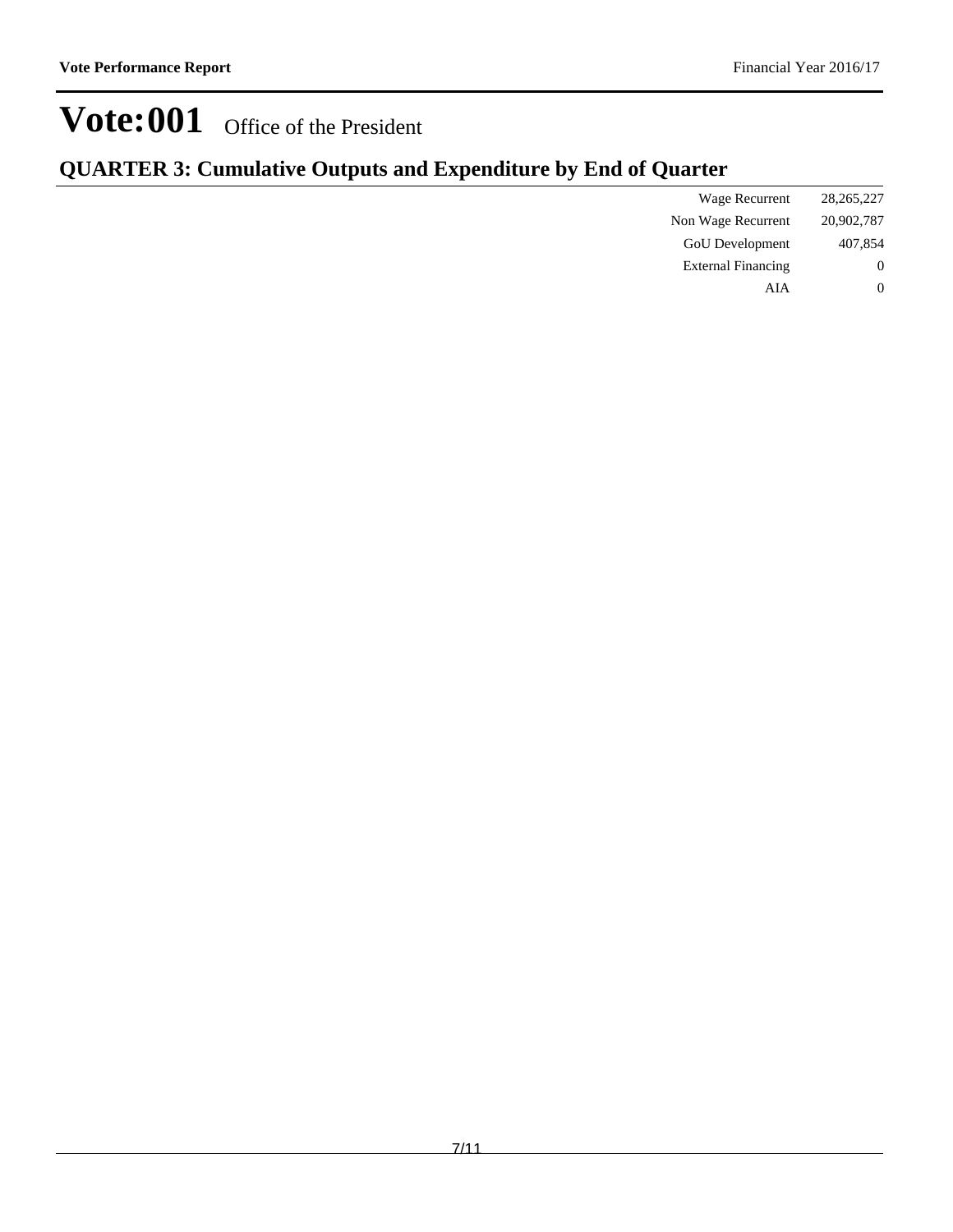# Vote:001 Office of the President

## QUARTER 3: Cumulative Outputs and Expenditure by End of Quarter

| | |
|---|---|
| Wage Recurrent | 28,265,227 |
| Non Wage Recurrent | 20,902,787 |
| GoU Development | 407,854 |
| External Financing | 0 |
| AIA | 0 |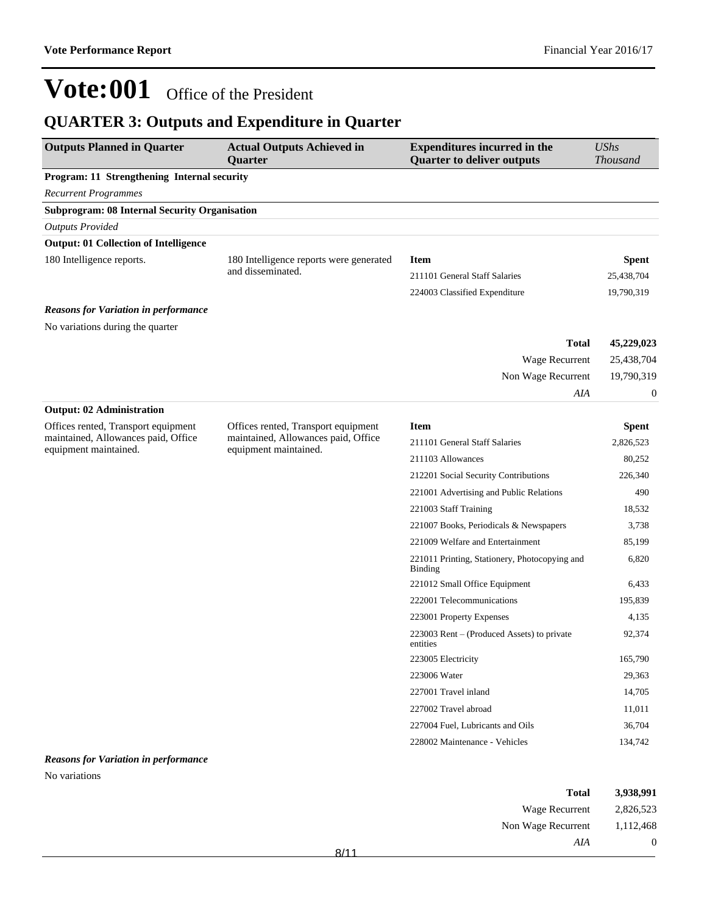# Vote:001 Office of the President

## QUARTER 3: Outputs and Expenditure in Quarter

| Outputs Planned in Quarter | Actual Outputs Achieved in Quarter | Expenditures incurred in the Quarter to deliver outputs | *UShs Thousand* |
|---|---|---|---|
| **Program: 11 Strengthening Internal security** | | | |
| *Recurrent Programmes* | | | |
| **Subprogram: 08 Internal Security Organisation** | | | |
| *Outputs Provided* | | | |
| **Output: 01 Collection of Intelligence** | | | |
| 180 Intelligence reports. | 180 Intelligence reports were generated and disseminated. | **Item** | **Spent** |
| | | 211101 General Staff Salaries | 25,438,704 |
| | | 224003 Classified Expenditure | 19,790,319 |
| ***Reasons for Variation in performance*** | | | |
| No variations during the quarter | | | |
| | | **Total** | **45,229,023** |
| | | Wage Recurrent | 25,438,704 |
| | | Non Wage Recurrent | 19,790,319 |
| | | *AIA* | 0 |
| **Output: 02 Administration** | | | |
| Offices rented, Transport equipment maintained, Allowances paid, Office equipment maintained. | Offices rented, Transport equipment maintained, Allowances paid, Office equipment maintained. | **Item** | **Spent** |
| | | 211101 General Staff Salaries | 2,826,523 |
| | | 211103 Allowances | 80,252 |
| | | 212201 Social Security Contributions | 226,340 |
| | | 221001 Advertising and Public Relations | 490 |
| | | 221003 Staff Training | 18,532 |
| | | 221007 Books, Periodicals & Newspapers | 3,738 |
| | | 221009 Welfare and Entertainment | 85,199 |
| | | 221011 Printing, Stationery, Photocopying and Binding | 6,820 |
| | | 221012 Small Office Equipment | 6,433 |
| | | 222001 Telecommunications | 195,839 |
| | | 223001 Property Expenses | 4,135 |
| | | 223003 Rent – (Produced Assets) to private entities | 92,374 |
| | | 223005 Electricity | 165,790 |
| | | 223006 Water | 29,363 |
| | | 227001 Travel inland | 14,705 |
| | | 227002 Travel abroad | 11,011 |
| | | 227004 Fuel, Lubricants and Oils | 36,704 |
| | | 228002 Maintenance - Vehicles | 134,742 |
| ***Reasons for Variation in performance*** | | | |
| No variations | | | |
| | | **Total** | **3,938,991** |
| | | Wage Recurrent | 2,826,523 |
| | | Non Wage Recurrent | 1,112,468 |
| | | *AIA* | 0 |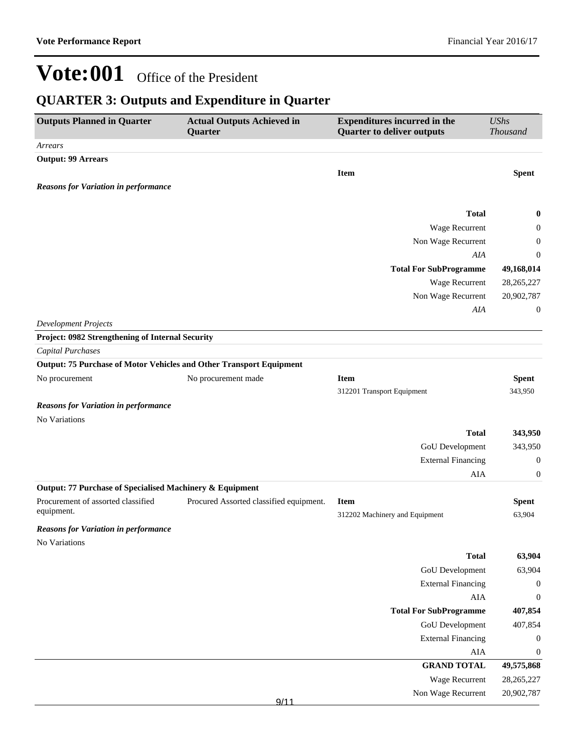# Vote:001 Office of the President

## QUARTER 3: Outputs and Expenditure in Quarter

| Outputs Planned in Quarter | Actual Outputs Achieved in Quarter | Expenditures incurred in the Quarter to deliver outputs | UShs Thousand |
|---|---|---|---|
| *Arrears* | | | |
| **Output: 99 Arrears** | | | |
| | | **Item** | **Spent** |
| ***Reasons for Variation in performance*** | | | |
| | | **Total** | **0** |
| | | Wage Recurrent | 0 |
| | | Non Wage Recurrent | 0 |
| | | *AIA* | 0 |
| | | **Total For SubProgramme** | **49,168,014** |
| | | Wage Recurrent | 28,265,227 |
| | | Non Wage Recurrent | 20,902,787 |
| | | *AIA* | 0 |
| *Development Projects* | | | |
| **Project: 0982 Strengthening of Internal Security** | | | |
| *Capital Purchases* | | | |
| **Output: 75 Purchase of Motor Vehicles and Other Transport Equipment** | | | |
| No procurement | No procurement made | **Item** | **Spent** |
| | | 312201 Transport Equipment | 343,950 |
| ***Reasons for Variation in performance*** | | | |
| No Variations | | | |
| | | **Total** | **343,950** |
| | | GoU Development | 343,950 |
| | | External Financing | 0 |
| | | AIA | 0 |
| **Output: 77 Purchase of Specialised Machinery & Equipment** | | | |
| Procurement of assorted classified equipment. | Procured Assorted classified equipment. | **Item** | **Spent** |
| | | 312202 Machinery and Equipment | 63,904 |
| ***Reasons for Variation in performance*** | | | |
| No Variations | | | |
| | | **Total** | **63,904** |
| | | GoU Development | 63,904 |
| | | External Financing | 0 |
| | | AIA | 0 |
| | | **Total For SubProgramme** | **407,854** |
| | | GoU Development | 407,854 |
| | | External Financing | 0 |
| | | AIA | 0 |
| | | **GRAND TOTAL** | **49,575,868** |
| | | Wage Recurrent | 28,265,227 |
| | | Non Wage Recurrent | 20,902,787 |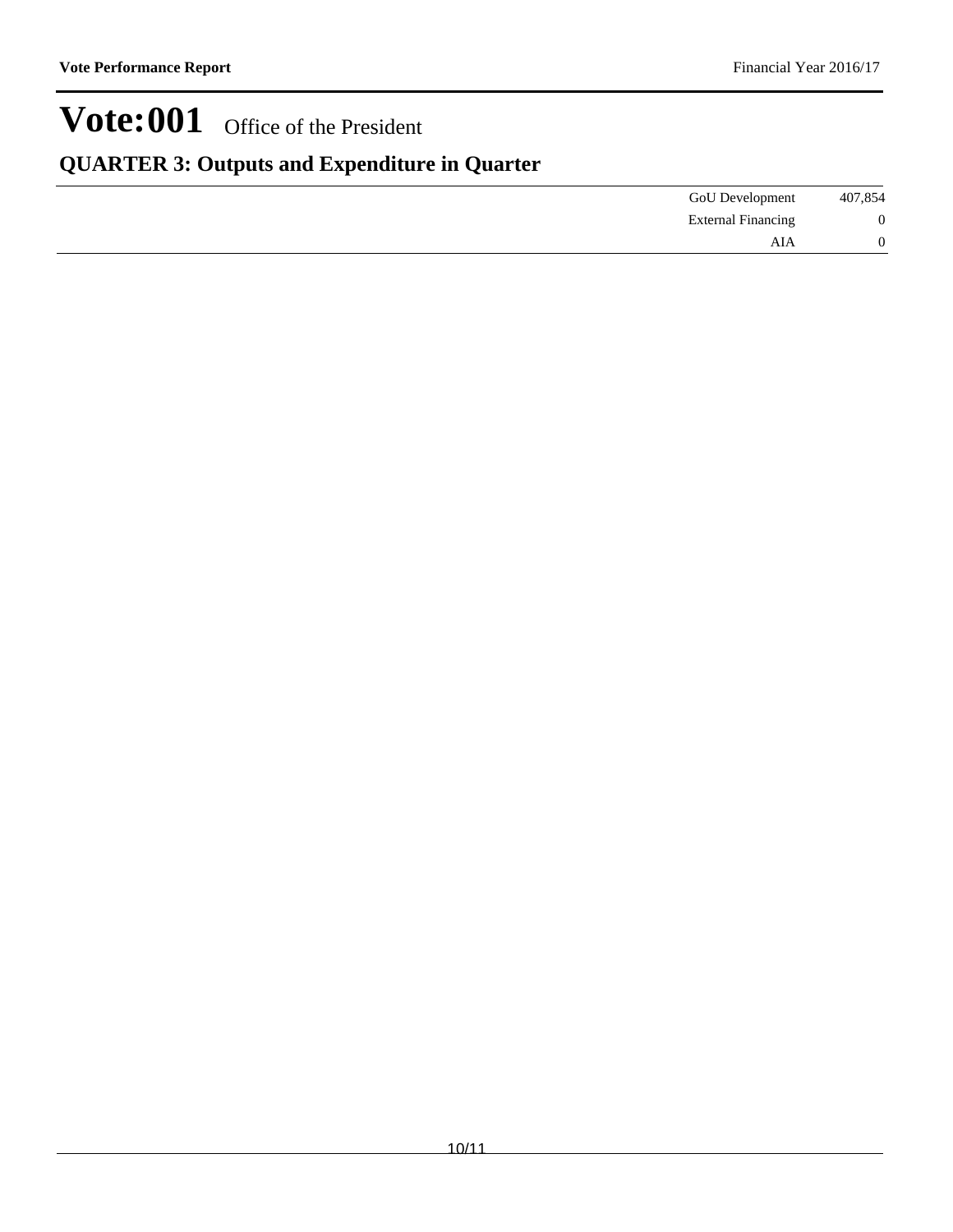# Vote:001 Office of the President

## QUARTER 3: Outputs and Expenditure in Quarter

| | | |
|---|---|---|
| | GoU Development | 407,854 |
| | External Financing | 0 |
| | AIA | 0 |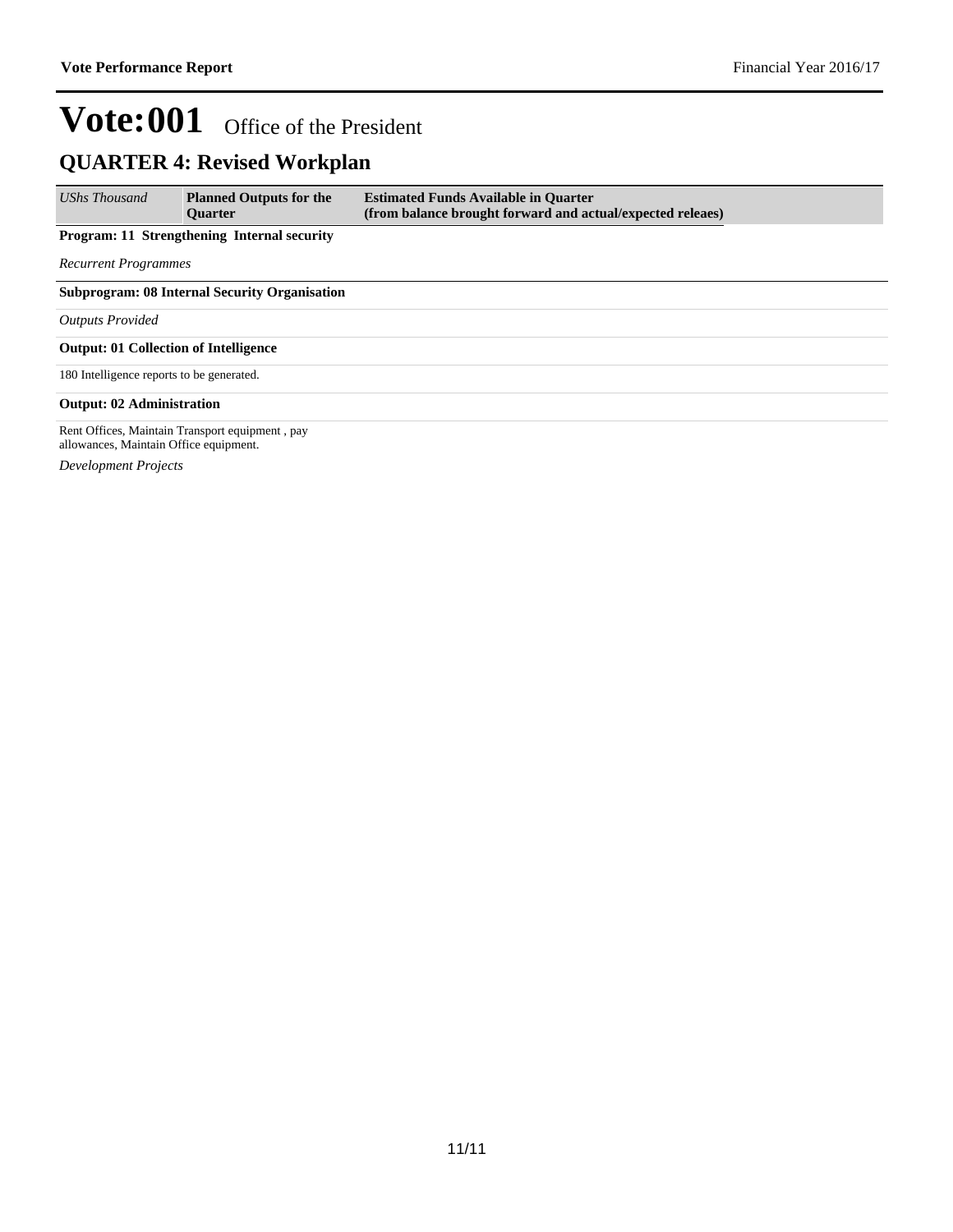# Vote:001 Office of the President

## QUARTER 4: Revised Workplan

| *UShs Thousand* | **Planned Outputs for the Quarter** | **Estimated Funds Available in Quarter (from balance brought forward and actual/expected releaes)** |
|---|---|---|
| **Program: 11 Strengthening Internal security** | | |
| *Recurrent Programmes* | | |
| **Subprogram: 08 Internal Security Organisation** | | |
| *Outputs Provided* | | |
| **Output: 01 Collection of Intelligence** | | |
| 180 Intelligence reports to be generated. | | |
| **Output: 02 Administration** | | |
| Rent Offices, Maintain Transport equipment , pay allowances, Maintain Office equipment. | | |
| *Development Projects* | | |